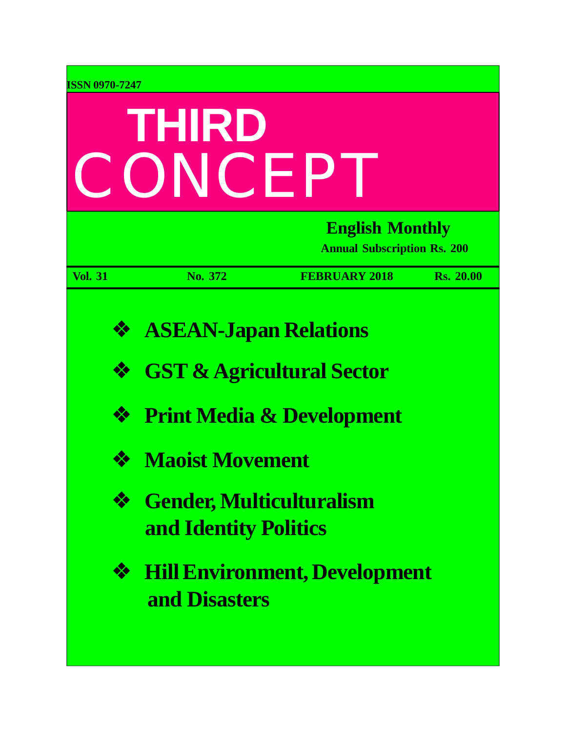ISSN 0970-7247

# THIRD CONCEPT

**English Monthly**

**Annual Subscription Rs. 200**

**Vol. 31** **No. 372** **FEBRUARY 2018** **Rs. 20.00**

- **ASEAN-Japan Relations**
- **GST & Agricultural Sector**
- **Print Media & Development**
- **Maoist Movement**
- **Gender, Multiculturalism and Identity Politics**
- **Hill Environment, Development and Disasters**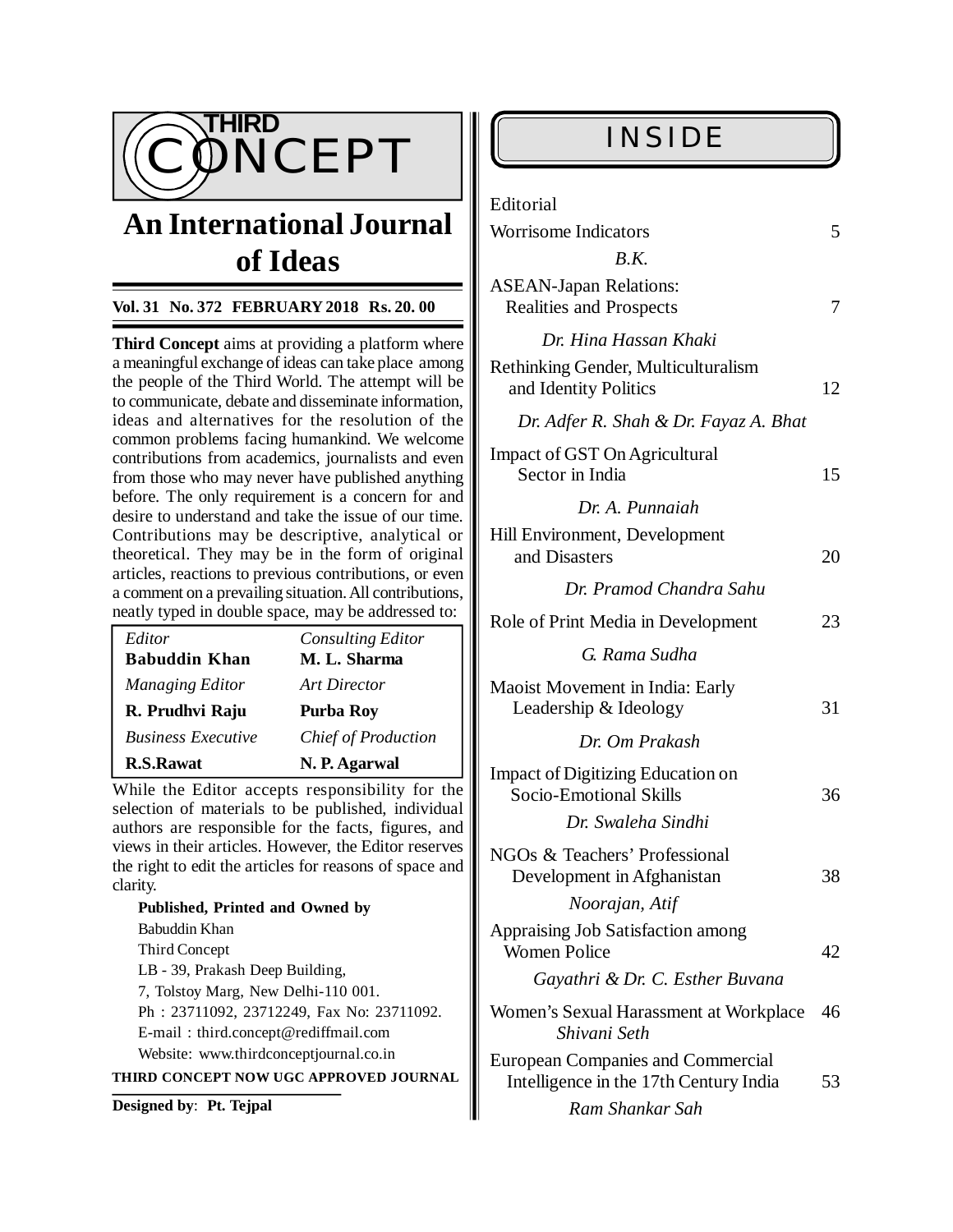# THIRD CONCEPT

## An International Journal of Ideas

**Vol. 31 No. 372 FEBRUARY 2018 Rs. 20. 00**

**Third Concept** aims at providing a platform where a meaningful exchange of ideas can take place among the people of the Third World. The attempt will be to communicate, debate and disseminate information, ideas and alternatives for the resolution of the common problems facing humankind. We welcome contributions from academics, journalists and even from those who may never have published anything before. The only requirement is a concern for and desire to understand and take the issue of our time. Contributions may be descriptive, analytical or theoretical. They may be in the form of original articles, reactions to previous contributions, or even a comment on a prevailing situation. All contributions, neatly typed in double space, may be addressed to:

| | |
|---|---|
| *Editor* | *Consulting Editor* |
| **Babuddin Khan** | **M. L. Sharma** |
| *Managing Editor* | *Art Director* |
| **R. Prudhvi Raju** | **Purba Roy** |
| *Business Executive* | *Chief of Production* |
| **R.S.Rawat** | **N. P. Agarwal** |

While the Editor accepts responsibility for the selection of materials to be published, individual authors are responsible for the facts, figures, and views in their articles. However, the Editor reserves the right to edit the articles for reasons of space and clarity.

**Published, Printed and Owned by**
Babuddin Khan
Third Concept
LB - 39, Prakash Deep Building,
7, Tolstoy Marg, New Delhi-110 001.
Ph : 23711092, 23712249, Fax No: 23711092.
E-mail : third.concept@rediffmail.com
Website: www.thirdconceptjournal.co.in

**THIRD CONCEPT NOW UGC APPROVED JOURNAL**

**Designed by**: **Pt. Tejpal**

## INSIDE

| | |
|---|---|
| Editorial | |
| Worrisome Indicators<br>*B.K.* | 5 |
| ASEAN-Japan Relations: Realities and Prospects<br>*Dr. Hina Hassan Khaki* | 7 |
| Rethinking Gender, Multiculturalism and Identity Politics<br>*Dr. Adfer R. Shah & Dr. Fayaz A. Bhat* | 12 |
| Impact of GST On Agricultural Sector in India<br>*Dr. A. Punnaiah* | 15 |
| Hill Environment, Development and Disasters<br>*Dr. Pramod Chandra Sahu* | 20 |
| Role of Print Media in Development<br>*G. Rama Sudha* | 23 |
| Maoist Movement in India: Early Leadership & Ideology<br>*Dr. Om Prakash* | 31 |
| Impact of Digitizing Education on Socio-Emotional Skills<br>*Dr. Swaleha Sindhi* | 36 |
| NGOs & Teachers' Professional Development in Afghanistan<br>*Noorajan, Atif* | 38 |
| Appraising Job Satisfaction among Women Police<br>*Gayathri & Dr. C. Esther Buvana* | 42 |
| Women's Sexual Harassment at Workplace<br>*Shivani Seth* | 46 |
| European Companies and Commercial Intelligence in the 17th Century India<br>*Ram Shankar Sah* | 53 |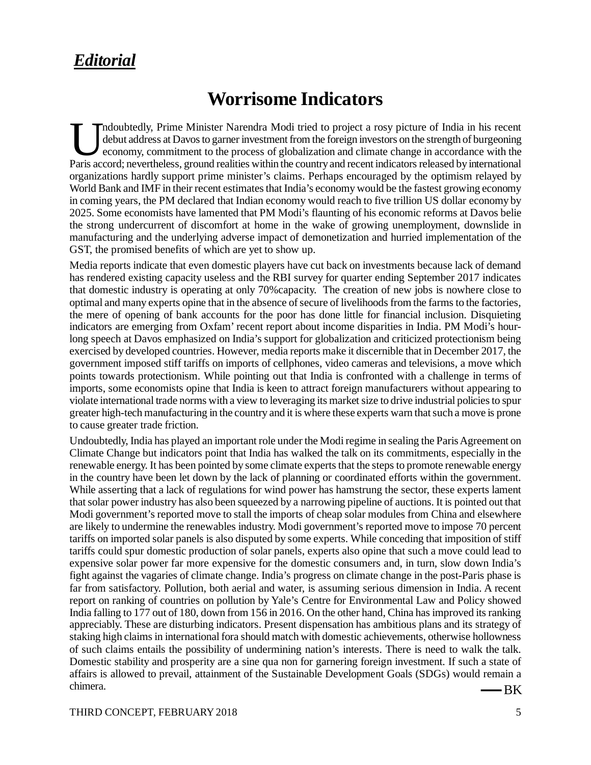## *Editorial*

# Worrisome Indicators

Undoubtedly, Prime Minister Narendra Modi tried to project a rosy picture of India in his recent debut address at Davos to garner investment from the foreign investors on the strength of burgeoning economy, commitment to the process of globalization and climate change in accordance with the Paris accord; nevertheless, ground realities within the country and recent indicators released by international organizations hardly support prime minister's claims. Perhaps encouraged by the optimism relayed by World Bank and IMF in their recent estimates that India's economy would be the fastest growing economy in coming years, the PM declared that Indian economy would reach to five trillion US dollar economy by 2025. Some economists have lamented that PM Modi's flaunting of his economic reforms at Davos belie the strong undercurrent of discomfort at home in the wake of growing unemployment, downslide in manufacturing and the underlying adverse impact of demonetization and hurried implementation of the GST, the promised benefits of which are yet to show up.

Media reports indicate that even domestic players have cut back on investments because lack of demand has rendered existing capacity useless and the RBI survey for quarter ending September 2017 indicates that domestic industry is operating at only 70%capacity. The creation of new jobs is nowhere close to optimal and many experts opine that in the absence of secure of livelihoods from the farms to the factories, the mere of opening of bank accounts for the poor has done little for financial inclusion. Disquieting indicators are emerging from Oxfam' recent report about income disparities in India. PM Modi's hour-long speech at Davos emphasized on India's support for globalization and criticized protectionism being exercised by developed countries. However, media reports make it discernible that in December 2017, the government imposed stiff tariffs on imports of cellphones, video cameras and televisions, a move which points towards protectionism. While pointing out that India is confronted with a challenge in terms of imports, some economists opine that India is keen to attract foreign manufacturers without appearing to violate international trade norms with a view to leveraging its market size to drive industrial policies to spur greater high-tech manufacturing in the country and it is where these experts warn that such a move is prone to cause greater trade friction.

Undoubtedly, India has played an important role under the Modi regime in sealing the Paris Agreement on Climate Change but indicators point that India has walked the talk on its commitments, especially in the renewable energy. It has been pointed by some climate experts that the steps to promote renewable energy in the country have been let down by the lack of planning or coordinated efforts within the government. While asserting that a lack of regulations for wind power has hamstrung the sector, these experts lament that solar power industry has also been squeezed by a narrowing pipeline of auctions. It is pointed out that Modi government's reported move to stall the imports of cheap solar modules from China and elsewhere are likely to undermine the renewables industry. Modi government's reported move to impose 70 percent tariffs on imported solar panels is also disputed by some experts. While conceding that imposition of stiff tariffs could spur domestic production of solar panels, experts also opine that such a move could lead to expensive solar power far more expensive for the domestic consumers and, in turn, slow down India's fight against the vagaries of climate change. India's progress on climate change in the post-Paris phase is far from satisfactory. Pollution, both aerial and water, is assuming serious dimension in India. A recent report on ranking of countries on pollution by Yale's Centre for Environmental Law and Policy showed India falling to 177 out of 180, down from 156 in 2016. On the other hand, China has improved its ranking appreciably. These are disturbing indicators. Present dispensation has ambitious plans and its strategy of staking high claims in international fora should match with domestic achievements, otherwise hollowness of such claims entails the possibility of undermining nation's interests. There is need to walk the talk. Domestic stability and prosperity are a sine qua non for garnering foreign investment. If such a state of affairs is allowed to prevail, attainment of the Sustainable Development Goals (SDGs) would remain a chimera.

—BK